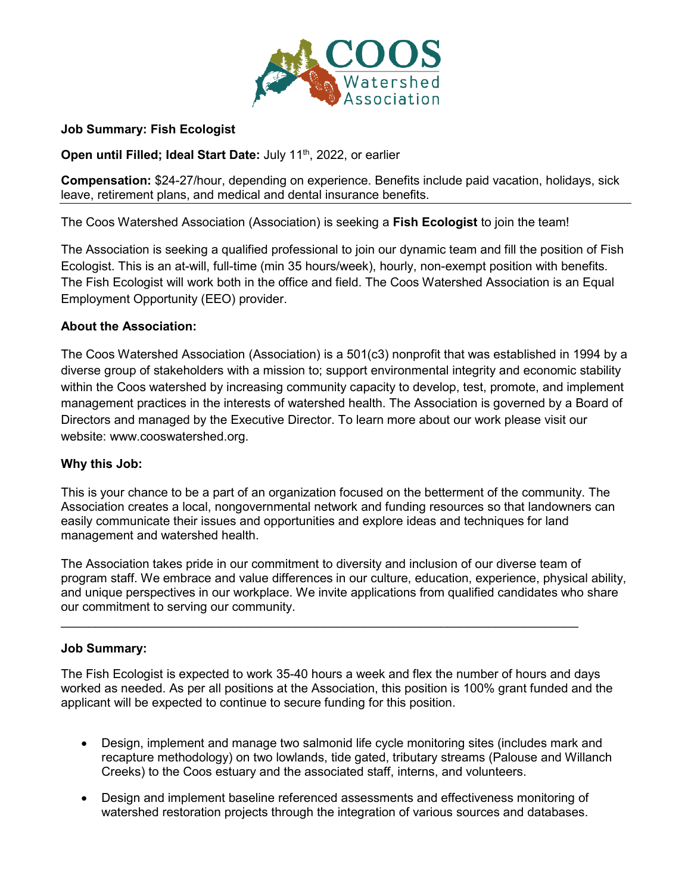**Job Summary: Fish Ecologist**

**Open until Filled; Ideal Start Date:** July 11th, 2022, or earlier

**Compensation:** $24-27/hour, depending on experience. Benefits include paid vacation, holidays, sick leave, retirement plans, and medical and dental insurance benefits.

---

The Coos Watershed Association (Association) is seeking a **Fish Ecologist** to join the team!

The Association is seeking a qualified professional to join our dynamic team and fill the position of Fish Ecologist. This is an at-will, full-time (min 35 hours/week), hourly, non-exempt position with benefits. The Fish Ecologist will work both in the office and field. The Coos Watershed Association is an Equal Employment Opportunity (EEO) provider.

**About the Association:**

The Coos Watershed Association (Association) is a 501(c3) nonprofit that was established in 1994 by a diverse group of stakeholders with a mission to; support environmental integrity and economic stability within the Coos watershed by increasing community capacity to develop, test, promote, and implement management practices in the interests of watershed health. The Association is governed by a Board of Directors and managed by the Executive Director. To learn more about our work please visit our website: www.cooswatershed.org.

**Why this Job:**

This is your chance to be a part of an organization focused on the betterment of the community. The Association creates a local, nongovernmental network and funding resources so that landowners can easily communicate their issues and opportunities and explore ideas and techniques for land management and watershed health.

The Association takes pride in our commitment to diversity and inclusion of our diverse team of program staff. We embrace and value differences in our culture, education, experience, physical ability, and unique perspectives in our workplace. We invite applications from qualified candidates who share our commitment to serving our community.

---

**Job Summary:**

The Fish Ecologist is expected to work 35-40 hours a week and flex the number of hours and days worked as needed. As per all positions at the Association, this position is 100% grant funded and the applicant will be expected to continue to secure funding for this position.

- Design, implement and manage two salmonid life cycle monitoring sites (includes mark and recapture methodology) on two lowlands, tide gated, tributary streams (Palouse and Willanch Creeks) to the Coos estuary and the associated staff, interns, and volunteers.
- Design and implement baseline referenced assessments and effectiveness monitoring of watershed restoration projects through the integration of various sources and databases.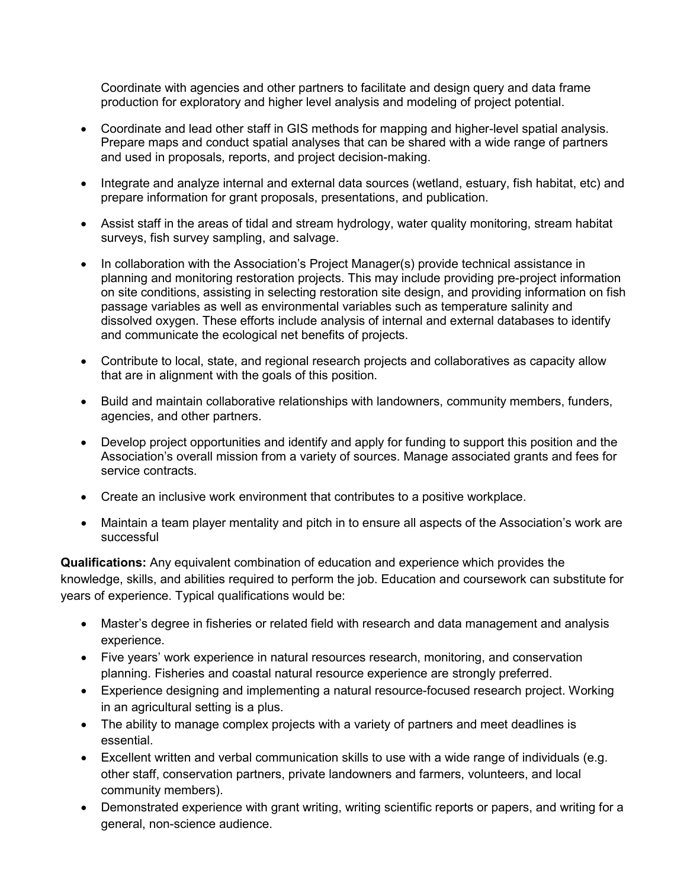Coordinate with agencies and other partners to facilitate and design query and data frame production for exploratory and higher level analysis and modeling of project potential.

- Coordinate and lead other staff in GIS methods for mapping and higher-level spatial analysis. Prepare maps and conduct spatial analyses that can be shared with a wide range of partners and used in proposals, reports, and project decision-making.
- Integrate and analyze internal and external data sources (wetland, estuary, fish habitat, etc) and prepare information for grant proposals, presentations, and publication.
- Assist staff in the areas of tidal and stream hydrology, water quality monitoring, stream habitat surveys, fish survey sampling, and salvage.
- In collaboration with the Association's Project Manager(s) provide technical assistance in planning and monitoring restoration projects. This may include providing pre-project information on site conditions, assisting in selecting restoration site design, and providing information on fish passage variables as well as environmental variables such as temperature salinity and dissolved oxygen. These efforts include analysis of internal and external databases to identify and communicate the ecological net benefits of projects.
- Contribute to local, state, and regional research projects and collaboratives as capacity allow that are in alignment with the goals of this position.
- Build and maintain collaborative relationships with landowners, community members, funders, agencies, and other partners.
- Develop project opportunities and identify and apply for funding to support this position and the Association's overall mission from a variety of sources. Manage associated grants and fees for service contracts.
- Create an inclusive work environment that contributes to a positive workplace.
- Maintain a team player mentality and pitch in to ensure all aspects of the Association's work are successful

**Qualifications:** Any equivalent combination of education and experience which provides the knowledge, skills, and abilities required to perform the job. Education and coursework can substitute for years of experience. Typical qualifications would be:

- Master's degree in fisheries or related field with research and data management and analysis experience.
- Five years' work experience in natural resources research, monitoring, and conservation planning. Fisheries and coastal natural resource experience are strongly preferred.
- Experience designing and implementing a natural resource-focused research project. Working in an agricultural setting is a plus.
- The ability to manage complex projects with a variety of partners and meet deadlines is essential.
- Excellent written and verbal communication skills to use with a wide range of individuals (e.g. other staff, conservation partners, private landowners and farmers, volunteers, and local community members).
- Demonstrated experience with grant writing, writing scientific reports or papers, and writing for a general, non-science audience.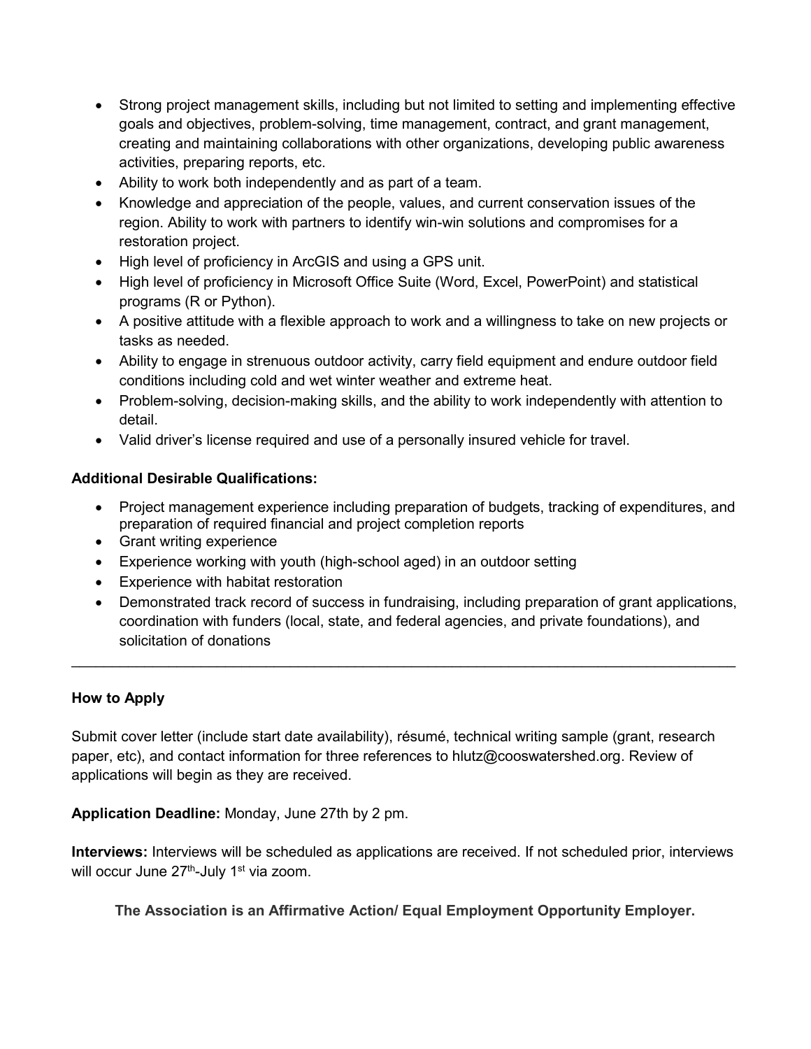- Strong project management skills, including but not limited to setting and implementing effective goals and objectives, problem-solving, time management, contract, and grant management, creating and maintaining collaborations with other organizations, developing public awareness activities, preparing reports, etc.
- Ability to work both independently and as part of a team.
- Knowledge and appreciation of the people, values, and current conservation issues of the region. Ability to work with partners to identify win-win solutions and compromises for a restoration project.
- High level of proficiency in ArcGIS and using a GPS unit.
- High level of proficiency in Microsoft Office Suite (Word, Excel, PowerPoint) and statistical programs (R or Python).
- A positive attitude with a flexible approach to work and a willingness to take on new projects or tasks as needed.
- Ability to engage in strenuous outdoor activity, carry field equipment and endure outdoor field conditions including cold and wet winter weather and extreme heat.
- Problem-solving, decision-making skills, and the ability to work independently with attention to detail.
- Valid driver's license required and use of a personally insured vehicle for travel.

**Additional Desirable Qualifications:**

- Project management experience including preparation of budgets, tracking of expenditures, and preparation of required financial and project completion reports
- Grant writing experience
- Experience working with youth (high-school aged) in an outdoor setting
- Experience with habitat restoration
- Demonstrated track record of success in fundraising, including preparation of grant applications, coordination with funders (local, state, and federal agencies, and private foundations), and solicitation of donations

---

**How to Apply**

Submit cover letter (include start date availability), résumé, technical writing sample (grant, research paper, etc), and contact information for three references to hlutz@cooswatershed.org. Review of applications will begin as they are received.

**Application Deadline:** Monday, June 27th by 2 pm.

**Interviews:** Interviews will be scheduled as applications are received. If not scheduled prior, interviews will occur June 27th-July 1st via zoom.

**The Association is an Affirmative Action/ Equal Employment Opportunity Employer.**